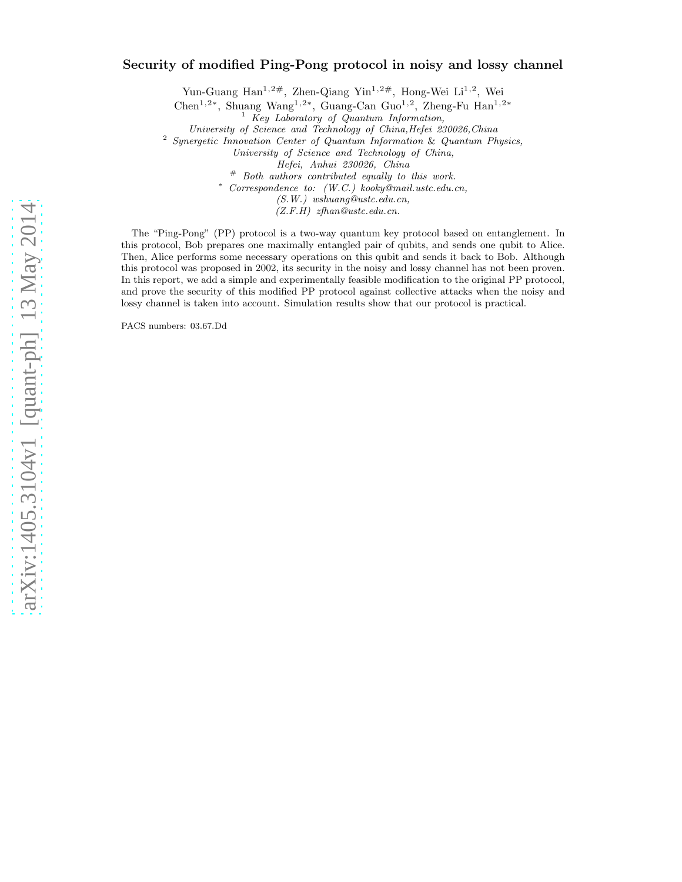# Security of modified Ping-Pong protocol in noisy and lossy channel

Yun-Guang Han[1,2#], Zhen-Qiang Yin[1,2#], Hong-Wei Li[1,2], Wei Chen[1,2*], Shuang Wang[1,2*], Guang-Can Guo[1,2], Zheng-Fu Han[1,2*]

[1] *Key Laboratory of Quantum Information, University of Science and Technology of China, Hefei 230026, China*

[2] *Synergetic Innovation Center of Quantum Information & Quantum Physics, University of Science and Technology of China, Hefei, Anhui 230026, China*

[#] *Both authors contributed equally to this work.*

[*] *Correspondence to: (W.C.) kooky@mail.ustc.edu.cn, (S.W.) wshuang@ustc.edu.cn, (Z.F.H) zfhan@ustc.edu.cn.*

The "Ping-Pong" (PP) protocol is a two-way quantum key protocol based on entanglement. In this protocol, Bob prepares one maximally entangled pair of qubits, and sends one qubit to Alice. Then, Alice performs some necessary operations on this qubit and sends it back to Bob. Although this protocol was proposed in 2002, its security in the noisy and lossy channel has not been proven. In this report, we add a simple and experimentally feasible modification to the original PP protocol, and prove the security of this modified PP protocol against collective attacks when the noisy and lossy channel is taken into account. Simulation results show that our protocol is practical.

PACS numbers: 03.67.Dd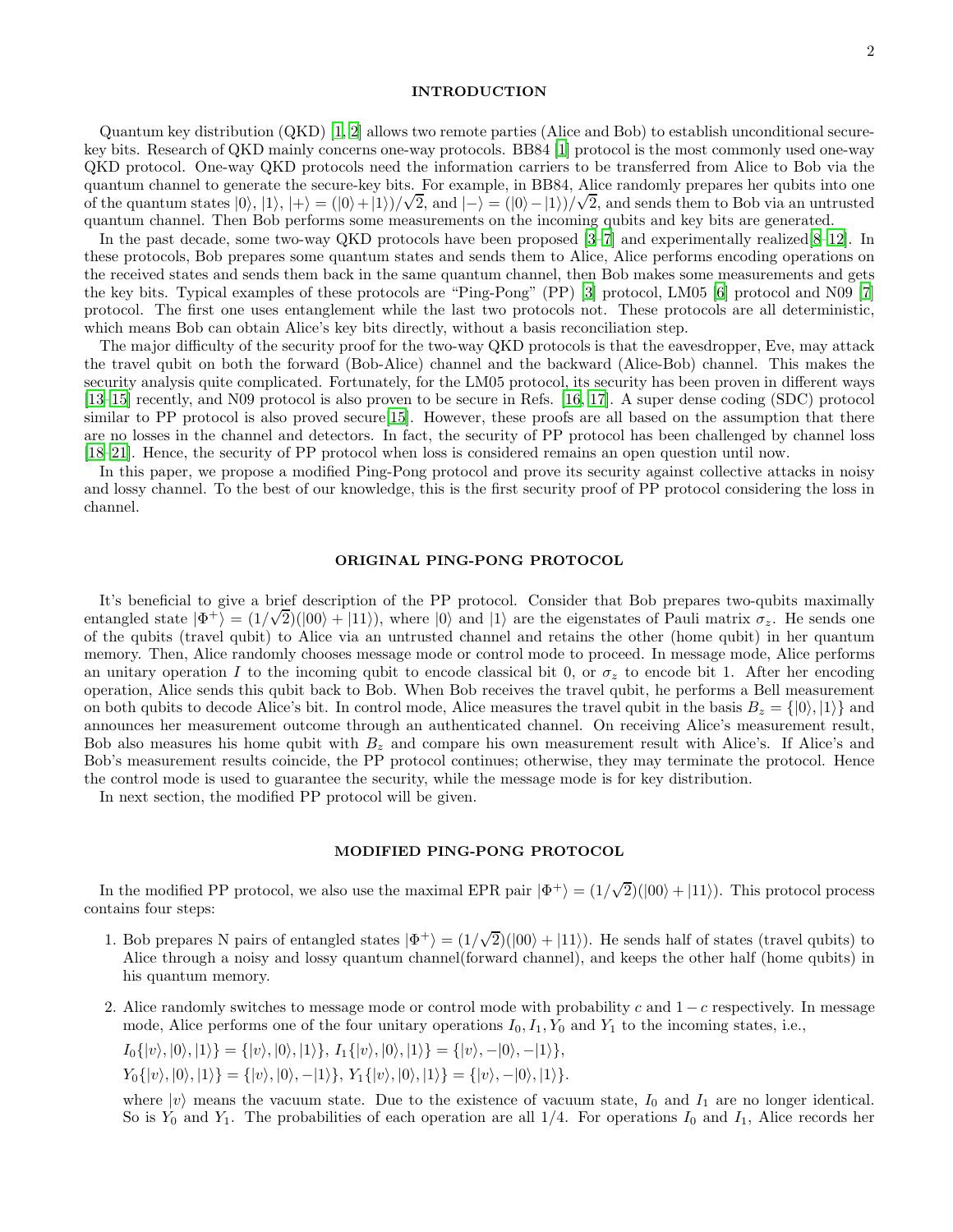## INTRODUCTION

Quantum key distribution (QKD) [1, 2] allows two remote parties (Alice and Bob) to establish unconditional secure-key bits. Research of QKD mainly concerns one-way protocols. BB84 [1] protocol is the most commonly used one-way QKD protocol. One-way QKD protocols need the information carriers to be transferred from Alice to Bob via the quantum channel to generate the secure-key bits. For example, in BB84, Alice randomly prepares her qubits into one of the quantum states $|0\rangle$, $|1\rangle$, $|+\rangle = (|0\rangle+|1\rangle)/\sqrt{2}$, and $|-\rangle = (|0\rangle-|1\rangle)/\sqrt{2}$, and sends them to Bob via an untrusted quantum channel. Then Bob performs some measurements on the incoming qubits and key bits are generated.

In the past decade, some two-way QKD protocols have been proposed [3–7] and experimentally realized[8–12]. In these protocols, Bob prepares some quantum states and sends them to Alice, Alice performs encoding operations on the received states and sends them back in the same quantum channel, then Bob makes some measurements and gets the key bits. Typical examples of these protocols are "Ping-Pong" (PP) [3] protocol, LM05 [6] protocol and N09 [7] protocol. The first one uses entanglement while the last two protocols not. These protocols are all deterministic, which means Bob can obtain Alice's key bits directly, without a basis reconciliation step.

The major difficulty of the security proof for the two-way QKD protocols is that the eavesdropper, Eve, may attack the travel qubit on both the forward (Bob-Alice) channel and the backward (Alice-Bob) channel. This makes the security analysis quite complicated. Fortunately, for the LM05 protocol, its security has been proven in different ways [13–15] recently, and N09 protocol is also proven to be secure in Refs. [16, 17]. A super dense coding (SDC) protocol similar to PP protocol is also proved secure[15]. However, these proofs are all based on the assumption that there are no losses in the channel and detectors. In fact, the security of PP protocol has been challenged by channel loss [18–21]. Hence, the security of PP protocol when loss is considered remains an open question until now.

In this paper, we propose a modified Ping-Pong protocol and prove its security against collective attacks in noisy and lossy channel. To the best of our knowledge, this is the first security proof of PP protocol considering the loss in channel.

## ORIGINAL PING-PONG PROTOCOL

It's beneficial to give a brief description of the PP protocol. Consider that Bob prepares two-qubits maximally entangled state $|\Phi^+\rangle = (1/\sqrt{2})(|00\rangle + |11\rangle)$, where $|0\rangle$ and $|1\rangle$ are the eigenstates of Pauli matrix $\sigma_z$. He sends one of the qubits (travel qubit) to Alice via an untrusted channel and retains the other (home qubit) in her quantum memory. Then, Alice randomly chooses message mode or control mode to proceed. In message mode, Alice performs an unitary operation $I$ to the incoming qubit to encode classical bit 0, or $\sigma_z$ to encode bit 1. After her encoding operation, Alice sends this qubit back to Bob. When Bob receives the travel qubit, he performs a Bell measurement on both qubits to decode Alice's bit. In control mode, Alice measures the travel qubit in the basis $B_z = \{|0\rangle, |1\rangle\}$ and announces her measurement outcome through an authenticated channel. On receiving Alice's measurement result, Bob also measures his home qubit with $B_z$ and compare his own measurement result with Alice's. If Alice's and Bob's measurement results coincide, the PP protocol continues; otherwise, they may terminate the protocol. Hence the control mode is used to guarantee the security, while the message mode is for key distribution.

In next section, the modified PP protocol will be given.

## MODIFIED PING-PONG PROTOCOL

In the modified PP protocol, we also use the maximal EPR pair $|\Phi^+\rangle = (1/\sqrt{2})(|00\rangle + |11\rangle)$. This protocol process contains four steps:

1. Bob prepares N pairs of entangled states $|\Phi^+\rangle = (1/\sqrt{2})(|00\rangle + |11\rangle)$. He sends half of states (travel qubits) to Alice through a noisy and lossy quantum channel(forward channel), and keeps the other half (home qubits) in his quantum memory.

2. Alice randomly switches to message mode or control mode with probability $c$ and $1-c$ respectively. In message mode, Alice performs one of the four unitary operations $I_0, I_1, Y_0$ and $Y_1$ to the incoming states, i.e.,

   $I_0\{|v\rangle, |0\rangle, |1\rangle\} = \{|v\rangle, |0\rangle, |1\rangle\}$, $I_1\{|v\rangle, |0\rangle, |1\rangle\} = \{|v\rangle, -|0\rangle, -|1\rangle\}$,

   $Y_0\{|v\rangle, |0\rangle, |1\rangle\} = \{|v\rangle, |0\rangle, -|1\rangle\}$, $Y_1\{|v\rangle, |0\rangle, |1\rangle\} = \{|v\rangle, -|0\rangle, |1\rangle\}$.

   where $|v\rangle$ means the vacuum state. Due to the existence of vacuum state, $I_0$ and $I_1$ are no longer identical. So is $Y_0$ and $Y_1$. The probabilities of each operation are all 1/4. For operations $I_0$ and $I_1$, Alice records her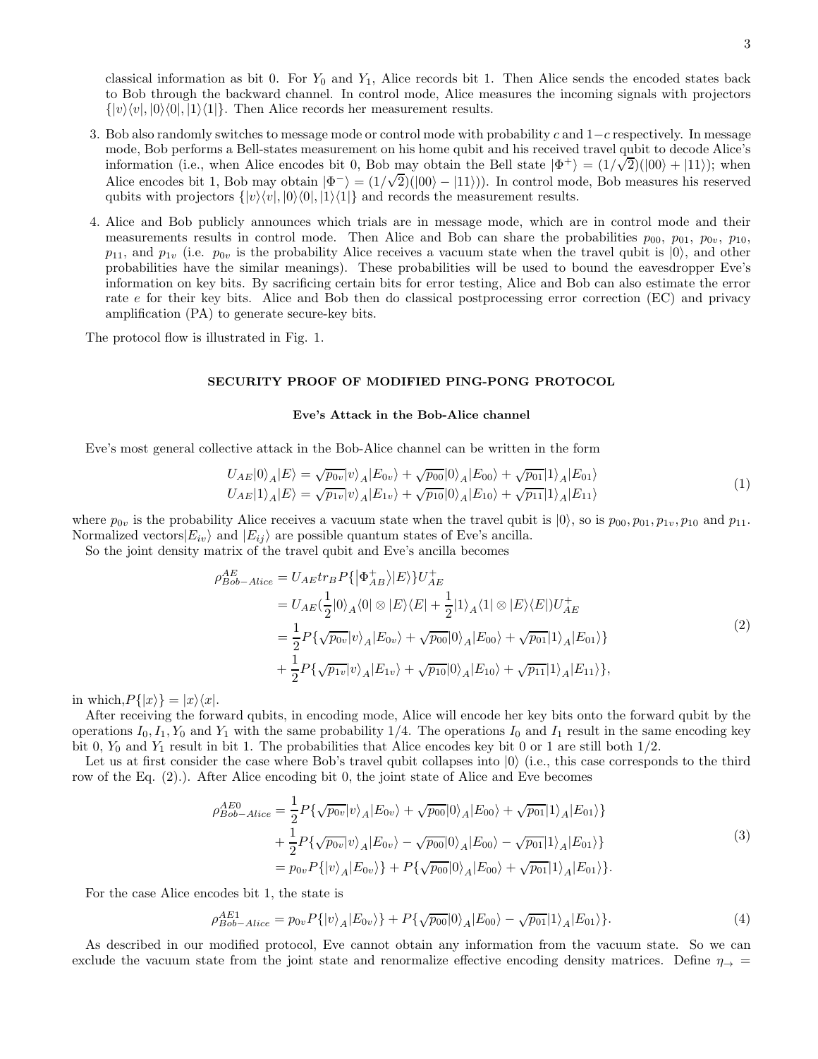classical information as bit 0. For $Y_0$ and $Y_1$, Alice records bit 1. Then Alice sends the encoded states back to Bob through the backward channel. In control mode, Alice measures the incoming signals with projectors $\{|v\rangle\langle v|, |0\rangle\langle 0|, |1\rangle\langle 1|\}$. Then Alice records her measurement results.

3. Bob also randomly switches to message mode or control mode with probability $c$ and $1-c$ respectively. In message mode, Bob performs a Bell-states measurement on his home qubit and his received travel qubit to decode Alice's information (i.e., when Alice encodes bit 0, Bob may obtain the Bell state $|\Phi^+\rangle = (1/\sqrt{2})(|00\rangle + |11\rangle)$; when Alice encodes bit 1, Bob may obtain $|\Phi^-\rangle = (1/\sqrt{2})(|00\rangle - |11\rangle)$). In control mode, Bob measures his reserved qubits with projectors $\{|v\rangle\langle v|, |0\rangle\langle 0|, |1\rangle\langle 1|\}$ and records the measurement results.

4. Alice and Bob publicly announces which trials are in message mode, which are in control mode and their measurements results in control mode. Then Alice and Bob can share the probabilities $p_{00}$, $p_{01}$, $p_{0v}$, $p_{10}$, $p_{11}$, and $p_{1v}$ (i.e. $p_{0v}$ is the probability Alice receives a vacuum state when the travel qubit is $|0\rangle$, and other probabilities have the similar meanings). These probabilities will be used to bound the eavesdropper Eve's information on key bits. By sacrificing certain bits for error testing, Alice and Bob can also estimate the error rate $e$ for their key bits. Alice and Bob then do classical postprocessing error correction (EC) and privacy amplification (PA) to generate secure-key bits.

The protocol flow is illustrated in Fig. 1.

## SECURITY PROOF OF MODIFIED PING-PONG PROTOCOL

### Eve's Attack in the Bob-Alice channel

Eve's most general collective attack in the Bob-Alice channel can be written in the form

$$
\begin{aligned}
U_{AE}|0\rangle_A|E\rangle &= \sqrt{p_{0v}}|v\rangle_A|E_{0v}\rangle + \sqrt{p_{00}}|0\rangle_A|E_{00}\rangle + \sqrt{p_{01}}|1\rangle_A|E_{01}\rangle \\
U_{AE}|1\rangle_A|E\rangle &= \sqrt{p_{1v}}|v\rangle_A|E_{1v}\rangle + \sqrt{p_{10}}|0\rangle_A|E_{10}\rangle + \sqrt{p_{11}}|1\rangle_A|E_{11}\rangle
\end{aligned}
\tag{1}
$$

where $p_{0v}$ is the probability Alice receives a vacuum state when the travel qubit is $|0\rangle$, so is $p_{00}, p_{01}, p_{1v}, p_{10}$ and $p_{11}$. Normalized vectors$|E_{iv}\rangle$ and $|E_{ij}\rangle$ are possible quantum states of Eve's ancilla.

So the joint density matrix of the travel qubit and Eve's ancilla becomes

$$
\begin{aligned}
\rho^{AE}_{Bob-Alice} &= U_{AE} tr_B P\{\left|\Phi^+_{AB}\right\rangle|E\rangle\}U^+_{AE} \\
&= U_{AE}(\frac{1}{2}|0\rangle_A\langle 0| \otimes |E\rangle\langle E| + \frac{1}{2}|1\rangle_A\langle 1| \otimes |E\rangle\langle E|)U^+_{AE} \\
&= \frac{1}{2}P\{\sqrt{p_{0v}}|v\rangle_A|E_{0v}\rangle + \sqrt{p_{00}}|0\rangle_A|E_{00}\rangle + \sqrt{p_{01}}|1\rangle_A|E_{01}\rangle\} \\
&+ \frac{1}{2}P\{\sqrt{p_{1v}}|v\rangle_A|E_{1v}\rangle + \sqrt{p_{10}}|0\rangle_A|E_{10}\rangle + \sqrt{p_{11}}|1\rangle_A|E_{11}\rangle\},
\end{aligned}
\tag{2}
$$

in which,$P\{|x\rangle\} = |x\rangle\langle x|$.

After receiving the forward qubits, in encoding mode, Alice will encode her key bits onto the forward qubit by the operations $I_0, I_1, Y_0$ and $Y_1$ with the same probability 1/4. The operations $I_0$ and $I_1$ result in the same encoding key bit 0, $Y_0$ and $Y_1$ result in bit 1. The probabilities that Alice encodes key bit 0 or 1 are still both 1/2.

Let us at first consider the case where Bob's travel qubit collapses into $|0\rangle$ (i.e., this case corresponds to the third row of the Eq. (2).). After Alice encoding bit 0, the joint state of Alice and Eve becomes

$$
\begin{aligned}
\rho^{AE0}_{Bob-Alice} &= \frac{1}{2}P\{\sqrt{p_{0v}}|v\rangle_A|E_{0v}\rangle + \sqrt{p_{00}}|0\rangle_A|E_{00}\rangle + \sqrt{p_{01}}|1\rangle_A|E_{01}\rangle\} \\
&+ \frac{1}{2}P\{\sqrt{p_{0v}}|v\rangle_A|E_{0v}\rangle - \sqrt{p_{00}}|0\rangle_A|E_{00}\rangle - \sqrt{p_{01}}|1\rangle_A|E_{01}\rangle\} \\
&= p_{0v}P\{|v\rangle_A|E_{0v}\rangle\} + P\{\sqrt{p_{00}}|0\rangle_A|E_{00}\rangle + \sqrt{p_{01}}|1\rangle_A|E_{01}\rangle\}.
\end{aligned}
\tag{3}
$$

For the case Alice encodes bit 1, the state is

$$
\rho^{AE1}_{Bob-Alice} = p_{0v}P\{|v\rangle_A|E_{0v}\rangle\} + P\{\sqrt{p_{00}}|0\rangle_A|E_{00}\rangle - \sqrt{p_{01}}|1\rangle_A|E_{01}\rangle\}. \tag{4}
$$

As described in our modified protocol, Eve cannot obtain any information from the vacuum state. So we can exclude the vacuum state from the joint state and renormalize effective encoding density matrices. Define $\eta_{\rightarrow} =$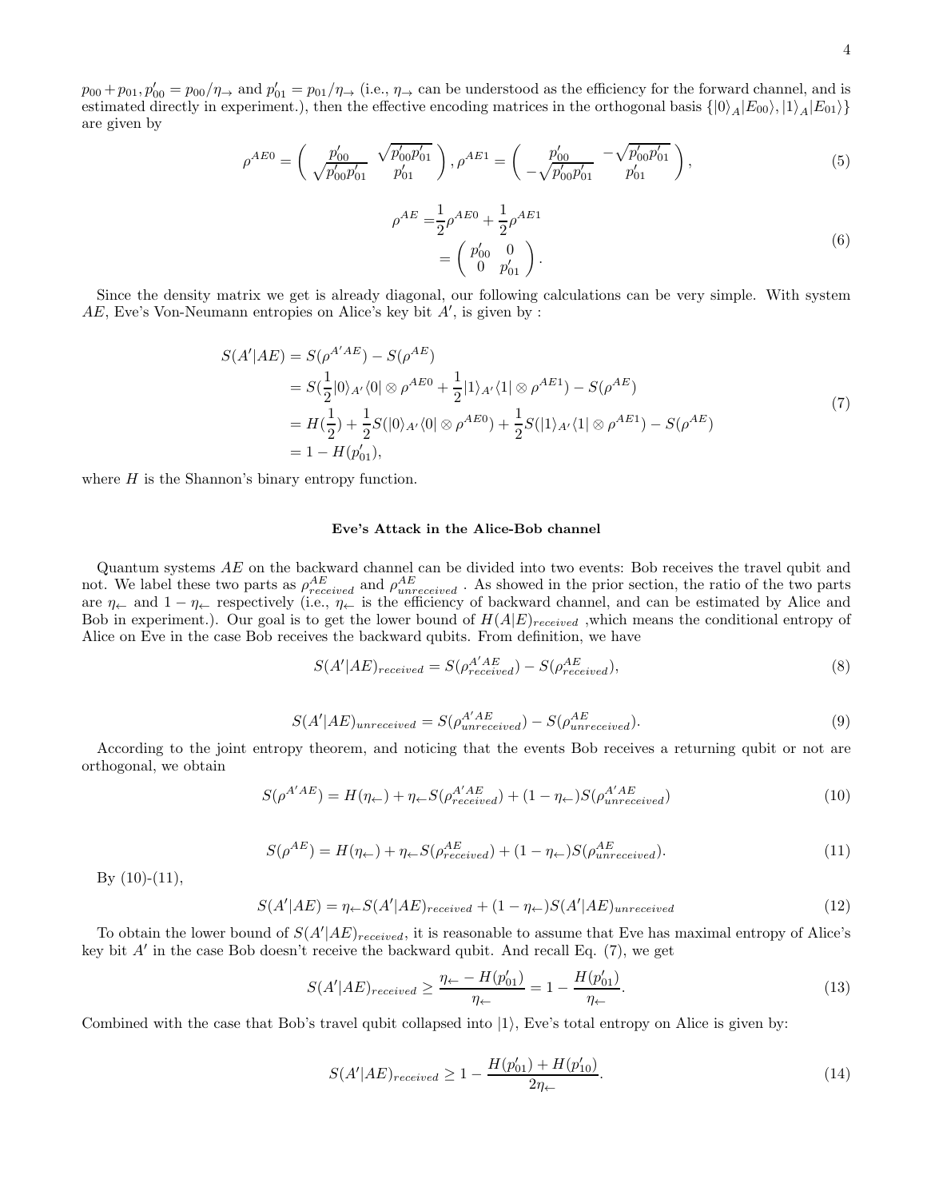$p_{00}+p_{01}, p'_{00} = p_{00}/\eta_{\rightarrow}$ and $p'_{01} = p_{01}/\eta_{\rightarrow}$ (i.e., $\eta_{\rightarrow}$ can be understood as the efficiency for the forward channel, and is estimated directly in experiment.), then the effective encoding matrices in the orthogonal basis $\{|0\rangle_A|E_{00}\rangle, |1\rangle_A|E_{01}\rangle\}$ are given by

$$\rho^{AE0} = \begin{pmatrix} p'_{00} & \sqrt{p'_{00}p'_{01}} \\ \sqrt{p'_{00}p'_{01}} & p'_{01} \end{pmatrix}, \rho^{AE1} = \begin{pmatrix} p'_{00} & -\sqrt{p'_{00}p'_{01}} \\ -\sqrt{p'_{00}p'_{01}} & p'_{01} \end{pmatrix}, \tag{5}$$

$$\begin{aligned} \rho^{AE} =& \frac{1}{2}\rho^{AE0} + \frac{1}{2}\rho^{AE1} \\ =& \begin{pmatrix} p'_{00} & 0 \\ 0 & p'_{01} \end{pmatrix}. \end{aligned} \tag{6}$$

Since the density matrix we get is already diagonal, our following calculations can be very simple. With system $AE$, Eve's Von-Neumann entropies on Alice's key bit $A'$, is given by :

$$\begin{aligned} S(A'|AE) &= S(\rho^{A'AE}) - S(\rho^{AE}) \\ &= S(\frac{1}{2}|0\rangle_{A'}\langle 0| \otimes \rho^{AE0} + \frac{1}{2}|1\rangle_{A'}\langle 1| \otimes \rho^{AE1}) - S(\rho^{AE}) \\ &= H(\frac{1}{2}) + \frac{1}{2}S(|0\rangle_{A'}\langle 0| \otimes \rho^{AE0}) + \frac{1}{2}S(|1\rangle_{A'}\langle 1| \otimes \rho^{AE1}) - S(\rho^{AE}) \\ &= 1 - H(p'_{01}), \end{aligned} \tag{7}$$

where $H$ is the Shannon's binary entropy function.

### Eve's Attack in the Alice-Bob channel

Quantum systems $AE$ on the backward channel can be divided into two events: Bob receives the travel qubit and not. We label these two parts as $\rho^{AE}_{received}$ and $\rho^{AE}_{unreceived}$ . As showed in the prior section, the ratio of the two parts are $\eta_{\leftarrow}$ and $1 - \eta_{\leftarrow}$ respectively (i.e., $\eta_{\leftarrow}$ is the efficiency of backward channel, and can be estimated by Alice and Bob in experiment.). Our goal is to get the lower bound of $H(A|E)_{received}$ ,which means the conditional entropy of Alice on Eve in the case Bob receives the backward qubits. From definition, we have

$$S(A'|AE)_{received} = S(\rho^{A'AE}_{received}) - S(\rho^{AE}_{received}), \tag{8}$$

$$S(A'|AE)_{unreceived} = S(\rho^{A'AE}_{unreceived}) - S(\rho^{AE}_{unreceived}). \tag{9}$$

According to the joint entropy theorem, and noticing that the events Bob receives a returning qubit or not are orthogonal, we obtain

$$S(\rho^{A'AE}) = H(\eta_{\leftarrow}) + \eta_{\leftarrow}S(\rho^{A'AE}_{received}) + (1 - \eta_{\leftarrow})S(\rho^{A'AE}_{unreceived}) \tag{10}$$

$$S(\rho^{AE}) = H(\eta_{\leftarrow}) + \eta_{\leftarrow}S(\rho^{AE}_{received}) + (1 - \eta_{\leftarrow})S(\rho^{AE}_{unreceived}). \tag{11}$$

By (10)-(11),

$$S(A'|AE) = \eta_{\leftarrow}S(A'|AE)_{received} + (1 - \eta_{\leftarrow})S(A'|AE)_{unreceived} \tag{12}$$

To obtain the lower bound of $S(A'|AE)_{received}$, it is reasonable to assume that Eve has maximal entropy of Alice's key bit $A'$ in the case Bob doesn't receive the backward qubit. And recall Eq. (7), we get

$$S(A'|AE)_{received} \geq \frac{\eta_{\leftarrow} - H(p'_{01})}{\eta_{\leftarrow}} = 1 - \frac{H(p'_{01})}{\eta_{\leftarrow}}. \tag{13}$$

Combined with the case that Bob's travel qubit collapsed into $|1\rangle$, Eve's total entropy on Alice is given by:

$$S(A'|AE)_{received} \geq 1 - \frac{H(p'_{01}) + H(p'_{10})}{2\eta_{\leftarrow}}. \tag{14}$$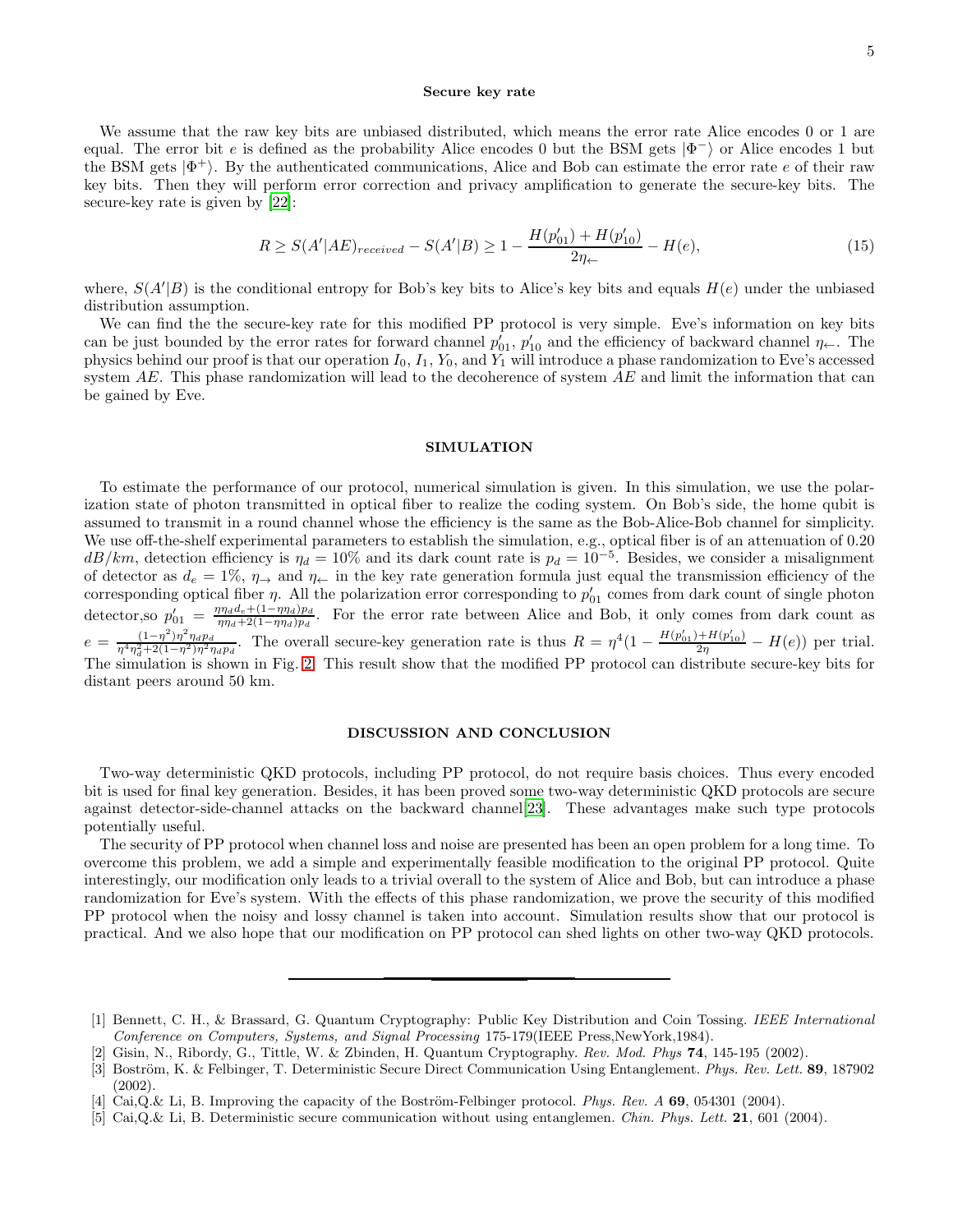### Secure key rate

We assume that the raw key bits are unbiased distributed, which means the error rate Alice encodes 0 or 1 are equal. The error bit $e$ is defined as the probability Alice encodes 0 but the BSM gets $|\Phi^-\rangle$ or Alice encodes 1 but the BSM gets $|\Phi^+\rangle$. By the authenticated communications, Alice and Bob can estimate the error rate $e$ of their raw key bits. Then they will perform error correction and privacy amplification to generate the secure-key bits. The secure-key rate is given by [22]:

$$R \geq S(A'|AE)_{received} - S(A'|B) \geq 1 - \frac{H(p'_{01}) + H(p'_{10})}{2\eta_{\leftarrow}} - H(e), \tag{15}$$

where, $S(A'|B)$ is the conditional entropy for Bob's key bits to Alice's key bits and equals $H(e)$ under the unbiased distribution assumption.

We can find the the secure-key rate for this modified PP protocol is very simple. Eve's information on key bits can be just bounded by the error rates for forward channel $p'_{01}$, $p'_{10}$ and the efficiency of backward channel $\eta_{\leftarrow}$. The physics behind our proof is that our operation $I_0$, $I_1$, $Y_0$, and $Y_1$ will introduce a phase randomization to Eve's accessed system $AE$. This phase randomization will lead to the decoherence of system $AE$ and limit the information that can be gained by Eve.

## SIMULATION

To estimate the performance of our protocol, numerical simulation is given. In this simulation, we use the polarization state of photon transmitted in optical fiber to realize the coding system. On Bob's side, the home qubit is assumed to transmit in a round channel whose the efficiency is the same as the Bob-Alice-Bob channel for simplicity. We use off-the-shelf experimental parameters to establish the simulation, e.g., optical fiber is of an attenuation of 0.20 $dB/km$, detection efficiency is $\eta_d = 10\%$ and its dark count rate is $p_d = 10^{-5}$. Besides, we consider a misalignment of detector as $d_e = 1\%$, $\eta_{\rightarrow}$ and $\eta_{\leftarrow}$ in the key rate generation formula just equal the transmission efficiency of the corresponding optical fiber $\eta$. All the polarization error corresponding to $p'_{01}$ comes from dark count of single photon detector,so $p'_{01} = \frac{\eta\eta_d d_e + (1-\eta\eta_d)p_d}{\eta\eta_d + 2(1-\eta\eta_d)p_d}$. For the error rate between Alice and Bob, it only comes from dark count as $e = \frac{(1-\eta^2)\eta^2\eta_d p_d}{\eta^4\eta_d^2 + 2(1-\eta^2)\eta^2\eta_d p_d}$. The overall secure-key generation rate is thus $R = \eta^4(1 - \frac{H(p'_{01}) + H(p'_{10})}{2\eta} - H(e))$ per trial. The simulation is shown in Fig. 2. This result show that the modified PP protocol can distribute secure-key bits for distant peers around 50 km.

## DISCUSSION AND CONCLUSION

Two-way deterministic QKD protocols, including PP protocol, do not require basis choices. Thus every encoded bit is used for final key generation. Besides, it has been proved some two-way deterministic QKD protocols are secure against detector-side-channel attacks on the backward channel[23]. These advantages make such type protocols potentially useful.

The security of PP protocol when channel loss and noise are presented has been an open problem for a long time. To overcome this problem, we add a simple and experimentally feasible modification to the original PP protocol. Quite interestingly, our modification only leads to a trivial overall to the system of Alice and Bob, but can introduce a phase randomization for Eve's system. With the effects of this phase randomization, we prove the security of this modified PP protocol when the noisy and lossy channel is taken into account. Simulation results show that our protocol is practical. And we also hope that our modification on PP protocol can shed lights on other two-way QKD protocols.

---

[1] Bennett, C. H., & Brassard, G. Quantum Cryptography: Public Key Distribution and Coin Tossing. *IEEE International Conference on Computers, Systems, and Signal Processing* 175-179(IEEE Press,NewYork,1984).

[2] Gisin, N., Ribordy, G., Tittle, W. & Zbinden, H. Quantum Cryptography. *Rev. Mod. Phys* **74**, 145-195 (2002).

[3] Boström, K. & Felbinger, T. Deterministic Secure Direct Communication Using Entanglement. *Phys. Rev. Lett.* **89**, 187902 (2002).

[4] Cai,Q.& Li, B. Improving the capacity of the Boström-Felbinger protocol. *Phys. Rev. A* **69**, 054301 (2004).

[5] Cai,Q.& Li, B. Deterministic secure communication without using entanglemen. *Chin. Phys. Lett.* **21**, 601 (2004).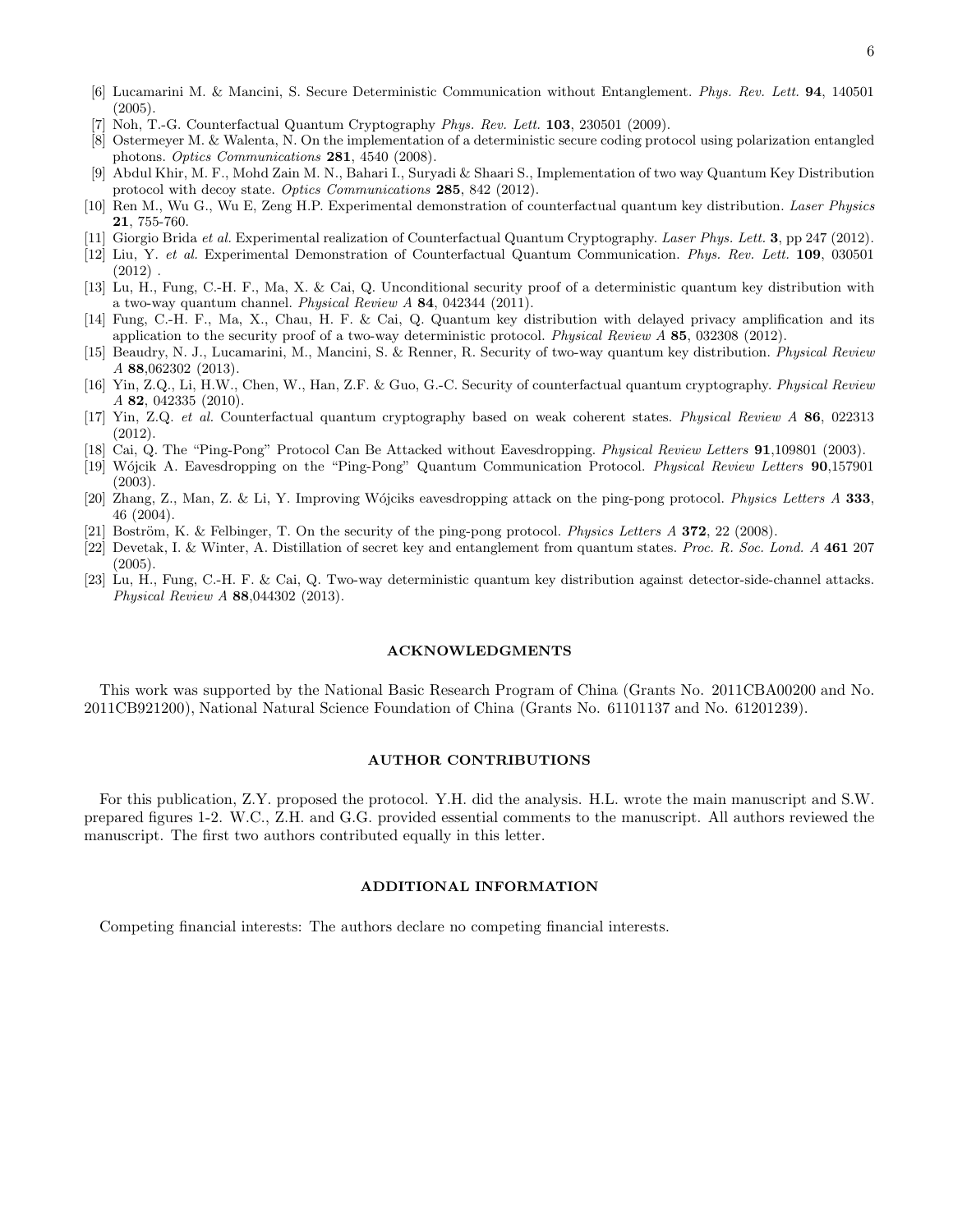[6] Lucamarini M. & Mancini, S. Secure Deterministic Communication without Entanglement. *Phys. Rev. Lett.* **94**, 140501 (2005).

[7] Noh, T.-G. Counterfactual Quantum Cryptography *Phys. Rev. Lett.* **103**, 230501 (2009).

[8] Ostermeyer M. & Walenta, N. On the implementation of a deterministic secure coding protocol using polarization entangled photons. *Optics Communications* **281**, 4540 (2008).

[9] Abdul Khir, M. F., Mohd Zain M. N., Bahari I., Suryadi & Shaari S., Implementation of two way Quantum Key Distribution protocol with decoy state. *Optics Communications* **285**, 842 (2012).

[10] Ren M., Wu G., Wu E, Zeng H.P. Experimental demonstration of counterfactual quantum key distribution. *Laser Physics* **21**, 755-760.

[11] Giorgio Brida *et al.* Experimental realization of Counterfactual Quantum Cryptography. *Laser Phys. Lett.* **3**, pp 247 (2012).

[12] Liu, Y. *et al.* Experimental Demonstration of Counterfactual Quantum Communication. *Phys. Rev. Lett.* **109**, 030501 (2012) .

[13] Lu, H., Fung, C.-H. F., Ma, X. & Cai, Q. Unconditional security proof of a deterministic quantum key distribution with a two-way quantum channel. *Physical Review A* **84**, 042344 (2011).

[14] Fung, C.-H. F., Ma, X., Chau, H. F. & Cai, Q. Quantum key distribution with delayed privacy amplification and its application to the security proof of a two-way deterministic protocol. *Physical Review A* **85**, 032308 (2012).

[15] Beaudry, N. J., Lucamarini, M., Mancini, S. & Renner, R. Security of two-way quantum key distribution. *Physical Review A* **88**,062302 (2013).

[16] Yin, Z.Q., Li, H.W., Chen, W., Han, Z.F. & Guo, G.-C. Security of counterfactual quantum cryptography. *Physical Review A* **82**, 042335 (2010).

[17] Yin, Z.Q. *et al.* Counterfactual quantum cryptography based on weak coherent states. *Physical Review A* **86**, 022313 (2012).

[18] Cai, Q. The "Ping-Pong" Protocol Can Be Attacked without Eavesdropping. *Physical Review Letters* **91**,109801 (2003).

[19] Wójcik A. Eavesdropping on the "Ping-Pong" Quantum Communication Protocol. *Physical Review Letters* **90**,157901 (2003).

[20] Zhang, Z., Man, Z. & Li, Y. Improving Wójciks eavesdropping attack on the ping-pong protocol. *Physics Letters A* **333**, 46 (2004).

[21] Boström, K. & Felbinger, T. On the security of the ping-pong protocol. *Physics Letters A* **372**, 22 (2008).

[22] Devetak, I. & Winter, A. Distillation of secret key and entanglement from quantum states. *Proc. R. Soc. Lond. A* **461** 207 (2005).

[23] Lu, H., Fung, C.-H. F. & Cai, Q. Two-way deterministic quantum key distribution against detector-side-channel attacks. *Physical Review A* **88**,044302 (2013).

## ACKNOWLEDGMENTS

This work was supported by the National Basic Research Program of China (Grants No. 2011CBA00200 and No. 2011CB921200), National Natural Science Foundation of China (Grants No. 61101137 and No. 61201239).

## AUTHOR CONTRIBUTIONS

For this publication, Z.Y. proposed the protocol. Y.H. did the analysis. H.L. wrote the main manuscript and S.W. prepared figures 1-2. W.C., Z.H. and G.G. provided essential comments to the manuscript. All authors reviewed the manuscript. The first two authors contributed equally in this letter.

## ADDITIONAL INFORMATION

Competing financial interests: The authors declare no competing financial interests.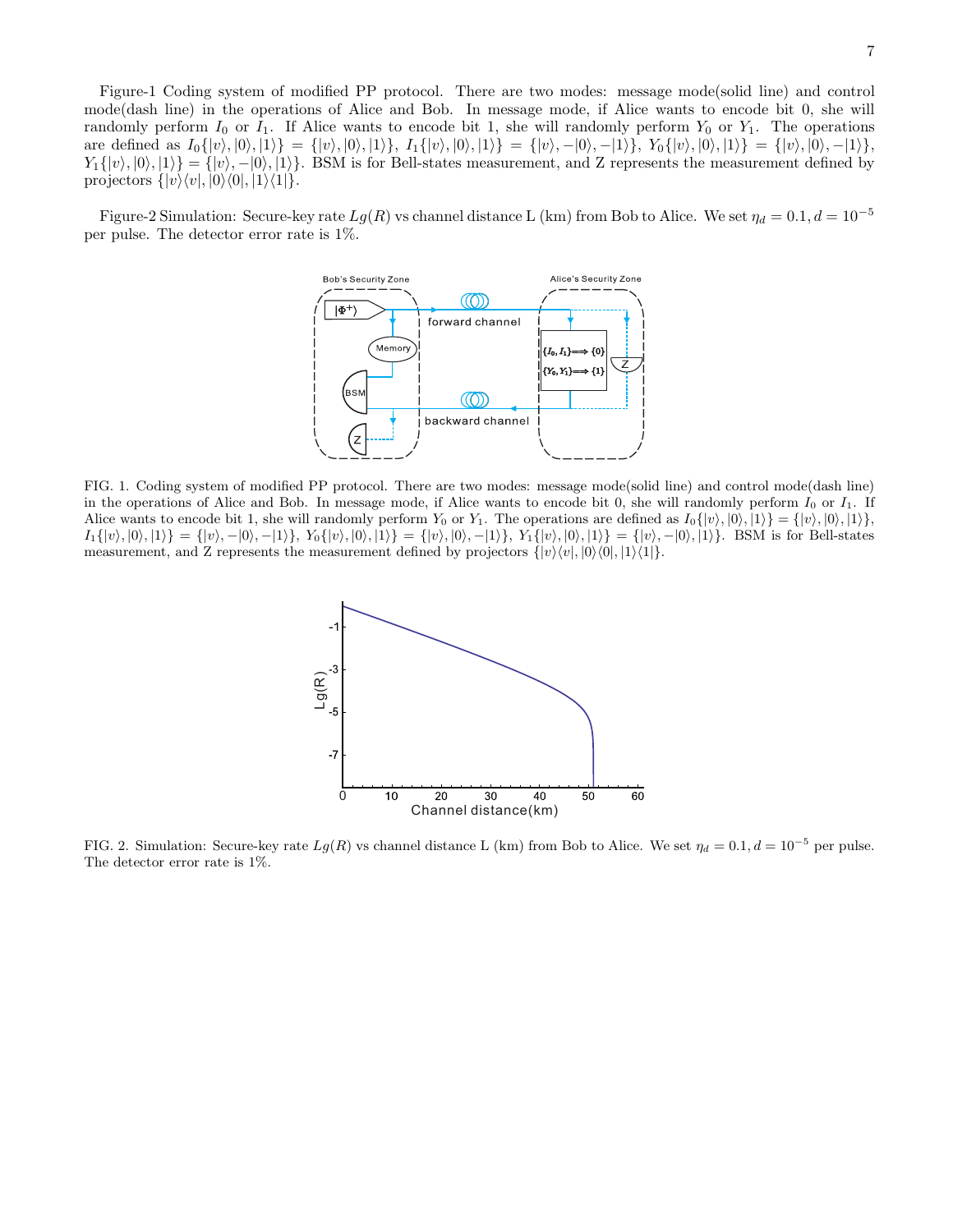Figure-1 Coding system of modified PP protocol. There are two modes: message mode(solid line) and control mode(dash line) in the operations of Alice and Bob. In message mode, if Alice wants to encode bit 0, she will randomly perform $I_0$ or $I_1$. If Alice wants to encode bit 1, she will randomly perform $Y_0$ or $Y_1$. The operations are defined as $I_0\{|v\rangle, |0\rangle, |1\rangle\} = \{|v\rangle, |0\rangle, |1\rangle\}$, $I_1\{|v\rangle, |0\rangle, |1\rangle\} = \{|v\rangle, -|0\rangle, -|1\rangle\}$, $Y_0\{|v\rangle, |0\rangle, |1\rangle\} = \{|v\rangle, |0\rangle, -|1\rangle\}$, $Y_1\{|v\rangle, |0\rangle, |1\rangle\} = \{|v\rangle, -|0\rangle, |1\rangle\}$. BSM is for Bell-states measurement, and Z represents the measurement defined by projectors $\{|v\rangle\langle v|, |0\rangle\langle 0|, |1\rangle\langle 1|\}$.

Figure-2 Simulation: Secure-key rate $Lg(R)$ vs channel distance L (km) from Bob to Alice. We set $\eta_d = 0.1, d = 10^{-5}$ per pulse. The detector error rate is 1%.

Bob's Security Zone
Alice's Security Zone
$|\Phi^+\rangle$
forward channel
Memory
$\{I_0, I_1\} \Longrightarrow \{0\}$
$\{Y_0, Y_1\} \Longrightarrow \{1\}$
Z
BSM
backward channel
Z

FIG. 1. Coding system of modified PP protocol. There are two modes: message mode(solid line) and control mode(dash line) in the operations of Alice and Bob. In message mode, if Alice wants to encode bit 0, she will randomly perform $I_0$ or $I_1$. If Alice wants to encode bit 1, she will randomly perform $Y_0$ or $Y_1$. The operations are defined as $I_0\{|v\rangle, |0\rangle, |1\rangle\} = \{|v\rangle, |0\rangle, |1\rangle\}$, $I_1\{|v\rangle, |0\rangle, |1\rangle\} = \{|v\rangle, -|0\rangle, -|1\rangle\}$, $Y_0\{|v\rangle, |0\rangle, |1\rangle\} = \{|v\rangle, |0\rangle, -|1\rangle\}$, $Y_1\{|v\rangle, |0\rangle, |1\rangle\} = \{|v\rangle, -|0\rangle, |1\rangle\}$. BSM is for Bell-states measurement, and Z represents the measurement defined by projectors $\{|v\rangle\langle v|, |0\rangle\langle 0|, |1\rangle\langle 1|\}$.

Lg(R)
-1
-3
-5
-7
0
10
20
30
40
50
60
Channel distance(km)

FIG. 2. Simulation: Secure-key rate $Lg(R)$ vs channel distance L (km) from Bob to Alice. We set $\eta_d = 0.1, d = 10^{-5}$ per pulse. The detector error rate is 1%.